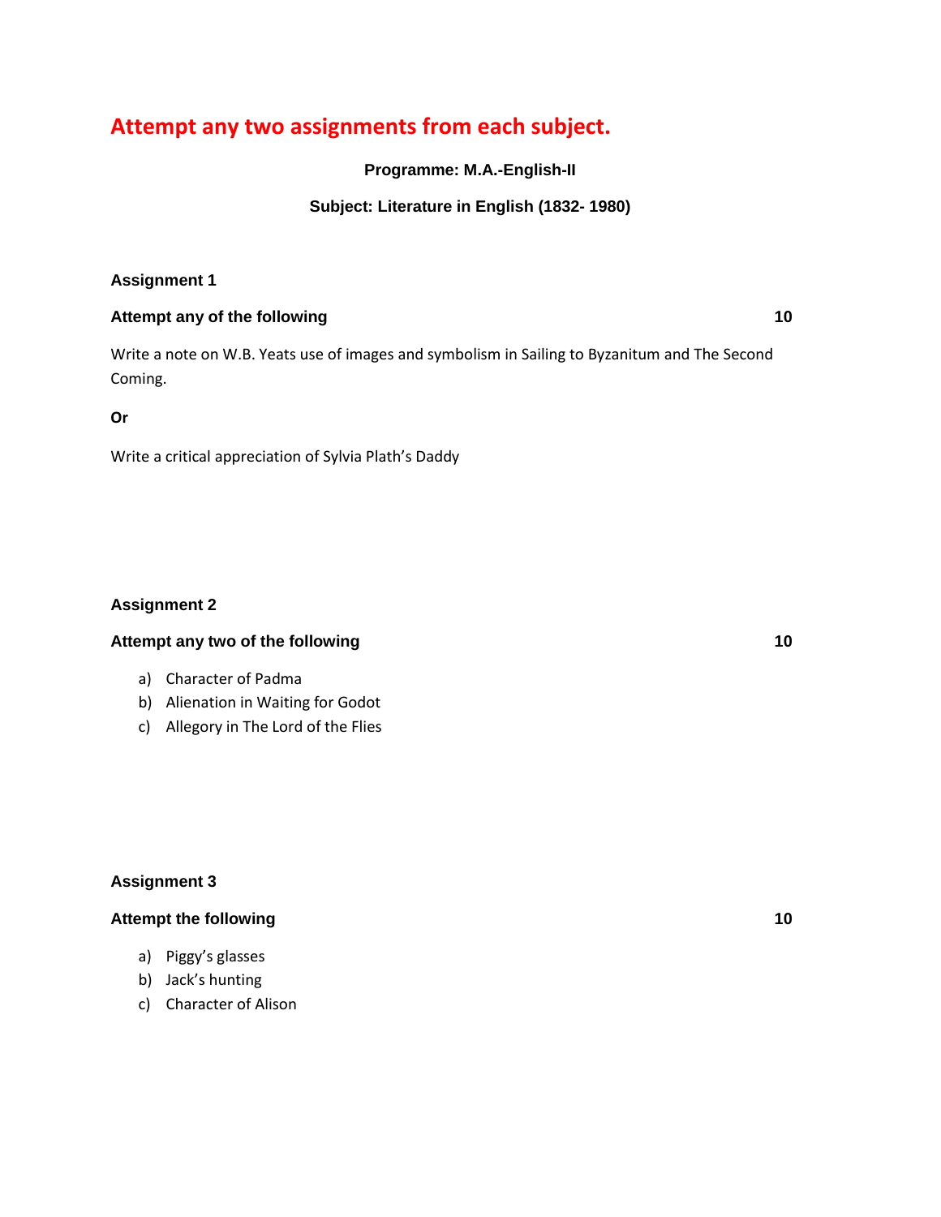# Attempt any two assignments from each subject.

**Programme: M.A.-English-II**

**Subject: Literature in English (1832- 1980)**

**Assignment 1**

**Attempt any of the following** **10**

Write a note on W.B. Yeats use of images and symbolism in Sailing to Byzanitum and The Second Coming.

**Or**

Write a critical appreciation of Sylvia Plath's Daddy

**Assignment 2**

**Attempt any two of the following** **10**

a) Character of Padma
b) Alienation in Waiting for Godot
c) Allegory in The Lord of the Flies

**Assignment 3**

**Attempt the following** **10**

a) Piggy's glasses
b) Jack's hunting
c) Character of Alison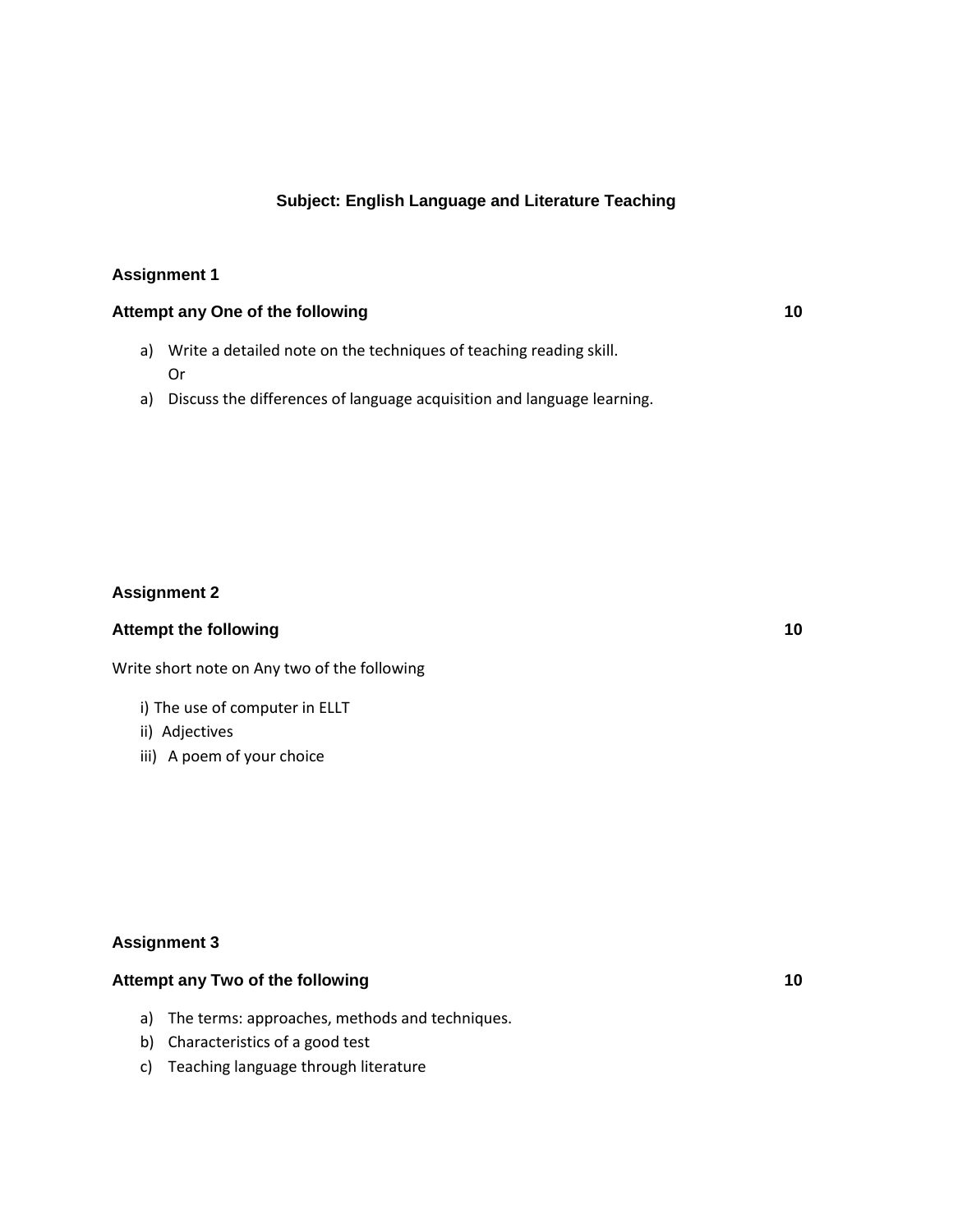# Subject: English Language and Literature Teaching

## Assignment 1

**Attempt any One of the following** **10**

a) Write a detailed note on the techniques of teaching reading skill.
   Or
a) Discuss the differences of language acquisition and language learning.

## Assignment 2

**Attempt the following** **10**

Write short note on Any two of the following

i) The use of computer in ELLT
ii) Adjectives
iii) A poem of your choice

## Assignment 3

**Attempt any Two of the following** **10**

a) The terms: approaches, methods and techniques.
b) Characteristics of a good test
c) Teaching language through literature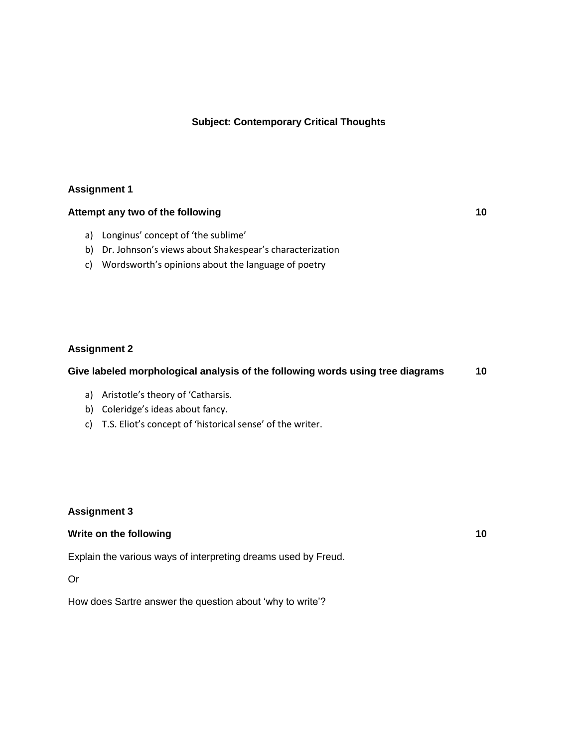**Subject: Contemporary Critical Thoughts**

**Assignment 1**

**Attempt any two of the following** **10**

a) Longinus' concept of 'the sublime'
b) Dr. Johnson's views about Shakespear's characterization
c) Wordsworth's opinions about the language of poetry

**Assignment 2**

**Give labeled morphological analysis of the following words using tree diagrams** **10**

a) Aristotle's theory of 'Catharsis.
b) Coleridge's ideas about fancy.
c) T.S. Eliot's concept of 'historical sense' of the writer.

**Assignment 3**

**Write on the following** **10**

Explain the various ways of interpreting dreams used by Freud.

Or

How does Sartre answer the question about 'why to write'?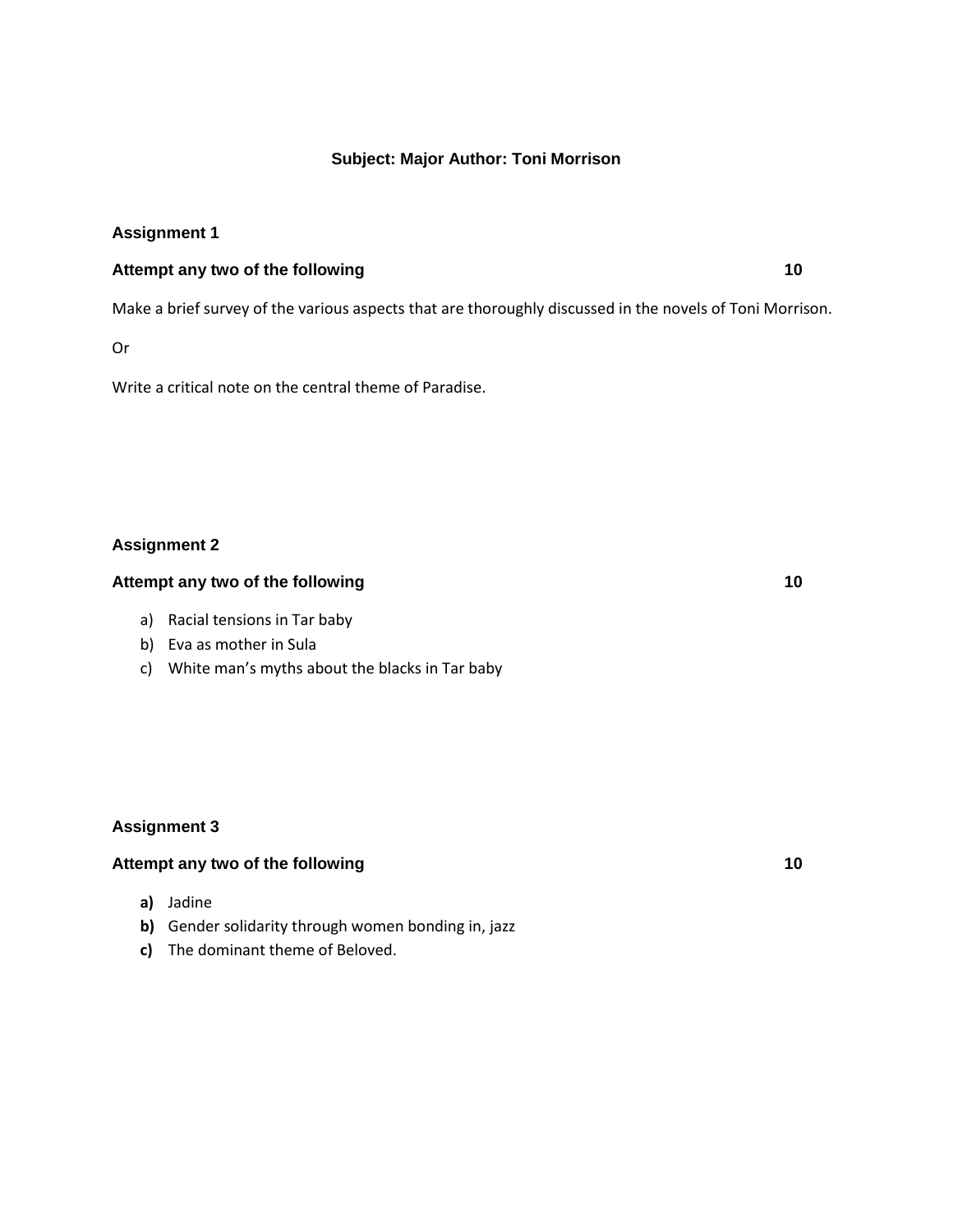### Subject: Major Author: Toni Morrison

**Assignment 1**

**Attempt any two of the following** **10**

Make a brief survey of the various aspects that are thoroughly discussed in the novels of Toni Morrison.

Or

Write a critical note on the central theme of Paradise.

**Assignment 2**

**Attempt any two of the following** **10**

a) Racial tensions in Tar baby
b) Eva as mother in Sula
c) White man's myths about the blacks in Tar baby

**Assignment 3**

**Attempt any two of the following** **10**

**a)** Jadine
**b)** Gender solidarity through women bonding in, jazz
**c)** The dominant theme of Beloved.